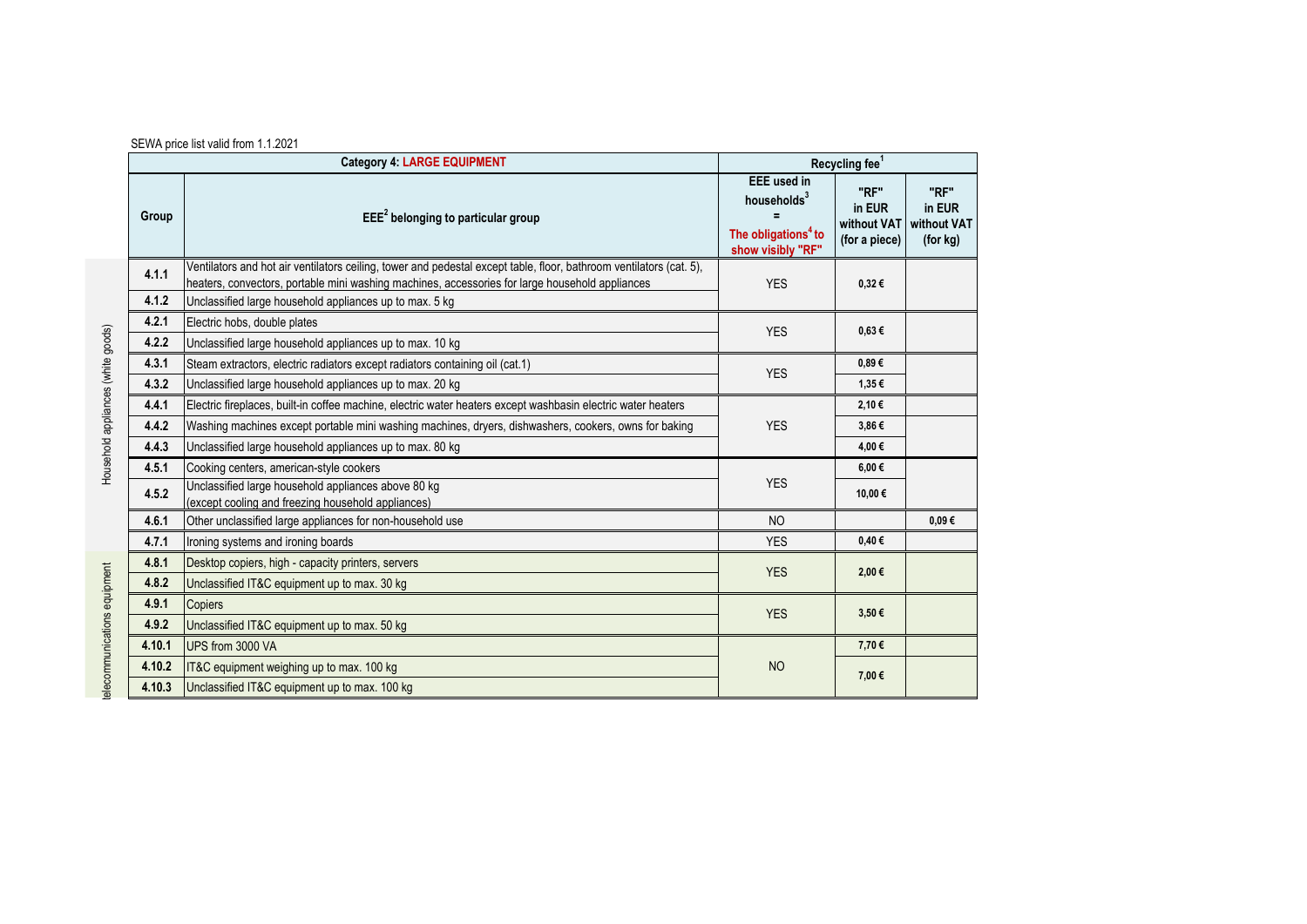SEWA price list valid from 1.1.2021

| | Category 4: LARGE EQUIPMENT | | Recycling fee[1] | | |
|---|---|---|---|---|---|
| | Group | EEE[2] belonging to particular group | EEE used in households[3] = The obligations[4] to show visibly "RF" | "RF" in EUR without VAT (for a piece) | "RF" in EUR without VAT (for kg) |
| Household appliances (white goods) | 4.1.1 | Ventilators and hot air ventilators ceiling, tower and pedestal except table, floor, bathroom ventilators (cat. 5), heaters, convectors, portable mini washing machines, accessories for large household appliances | YES | 0,32 € | |
| | 4.1.2 | Unclassified large household appliances up to max. 5 kg | | | |
| | 4.2.1 | Electric hobs, double plates | YES | 0,63 € | |
| | 4.2.2 | Unclassified large household appliances up to max. 10 kg | | | |
| | 4.3.1 | Steam extractors, electric radiators except radiators containing oil (cat.1) | YES | 0,89 € | |
| | 4.3.2 | Unclassified large household appliances up to max. 20 kg | | 1,35 € | |
| | 4.4.1 | Electric fireplaces, built-in coffee machine, electric water heaters except washbasin electric water heaters | YES | 2,10 € | |
| | 4.4.2 | Washing machines except portable mini washing machines, dryers, dishwashers, cookers, owns for baking | | 3,86 € | |
| | 4.4.3 | Unclassified large household appliances up to max. 80 kg | | 4,00 € | |
| | 4.5.1 | Cooking centers, american-style cookers | YES | 6,00 € | |
| | 4.5.2 | Unclassified large household appliances above 80 kg (except cooling and freezing household appliances) | | 10,00 € | |
| | 4.6.1 | Other unclassified large appliances for non-household use | NO | | 0,09 € |
| | 4.7.1 | Ironing systems and ironing boards | YES | 0,40 € | |
| telecommunications equipment | 4.8.1 | Desktop copiers, high - capacity printers, servers | YES | 2,00 € | |
| | 4.8.2 | Unclassified IT&C equipment up to max. 30 kg | | | |
| | 4.9.1 | Copiers | YES | 3,50 € | |
| | 4.9.2 | Unclassified IT&C equipment up to max. 50 kg | | | |
| | 4.10.1 | UPS from 3000 VA | NO | 7,70 € | |
| | 4.10.2 | IT&C equipment weighing up to max. 100 kg | | 7,00 € | |
| | 4.10.3 | Unclassified IT&C equipment up to max. 100 kg | | | |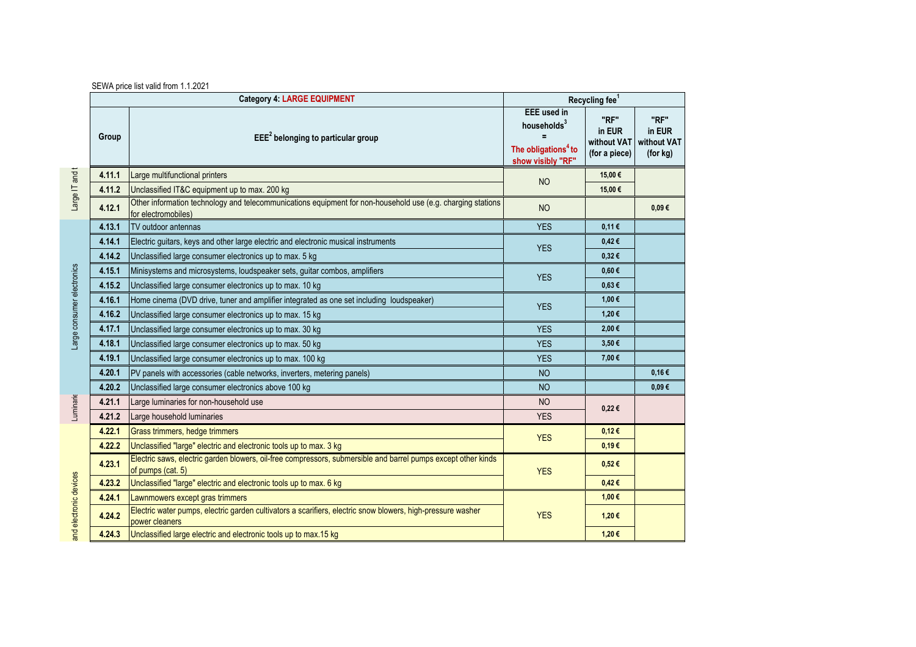SEWA price list valid from 1.1.2021

| | Category 4: LARGE EQUIPMENT | | Recycling fee[1] | | |
|---|---|---|---|---|---|
| | Group | EEE[2] belonging to particular group | EEE used in households[3] = The obligations[4] to show visibly "RF" | "RF" in EUR without VAT (for a piece) | "RF" in EUR without VAT (for kg) |
| Large IT and t | 4.11.1 | Large multifunctional printers | NO | 15,00 € | |
| | 4.11.2 | Unclassified IT&C equipment up to max. 200 kg | | 15,00 € | |
| | 4.12.1 | Other information technology and telecommunications equipment for non-household use (e.g. charging stations for electromobiles) | NO | | 0,09 € |
| Large consumer electronics | 4.13.1 | TV outdoor antennas | YES | 0,11 € | |
| | 4.14.1 | Electric guitars, keys and other large electric and electronic musical instruments | YES | 0,42 € | |
| | 4.14.2 | Unclassified large consumer electronics up to max. 5 kg | | 0,32 € | |
| | 4.15.1 | Minisystems and microsystems, loudspeaker sets, guitar combos, amplifiers | YES | 0,60 € | |
| | 4.15.2 | Unclassified large consumer electronics up to max. 10 kg | | 0,63 € | |
| | 4.16.1 | Home cinema (DVD drive, tuner and amplifier integrated as one set including loudspeaker) | YES | 1,00 € | |
| | 4.16.2 | Unclassified large consumer electronics up to max. 15 kg | | 1,20 € | |
| | 4.17.1 | Unclassified large consumer electronics up to max. 30 kg | YES | 2,00 € | |
| | 4.18.1 | Unclassified large consumer electronics up to max. 50 kg | YES | 3,50 € | |
| | 4.19.1 | Unclassified large consumer electronics up to max. 100 kg | YES | 7,00 € | |
| | 4.20.1 | PV panels with accessories (cable networks, inverters, metering panels) | NO | | 0,16 € |
| | 4.20.2 | Unclassified large consumer electronics above 100 kg | NO | | 0,09 € |
| Luminarie | 4.21.1 | Large luminaries for non-household use | NO | 0,22 € | |
| | 4.21.2 | Large household luminaries | YES | | |
| and electronic devices | 4.22.1 | Grass trimmers, hedge trimmers | YES | 0,12 € | |
| | 4.22.2 | Unclassified "large" electric and electronic tools up to max. 3 kg | | 0,19 € | |
| | 4.23.1 | Electric saws, electric garden blowers, oil-free compressors, submersible and barrel pumps except other kinds of pumps (cat. 5) | YES | 0,52 € | |
| | 4.23.2 | Unclassified "large" electric and electronic tools up to max. 6 kg | | 0,42 € | |
| | 4.24.1 | Lawnmowers except gras trimmers | YES | 1,00 € | |
| | 4.24.2 | Electric water pumps, electric garden cultivators a scarifiers, electric snow blowers, high-pressure washer power cleaners | | 1,20 € | |
| | 4.24.3 | Unclassified large electric and electronic tools up to max.15 kg | | 1,20 € | |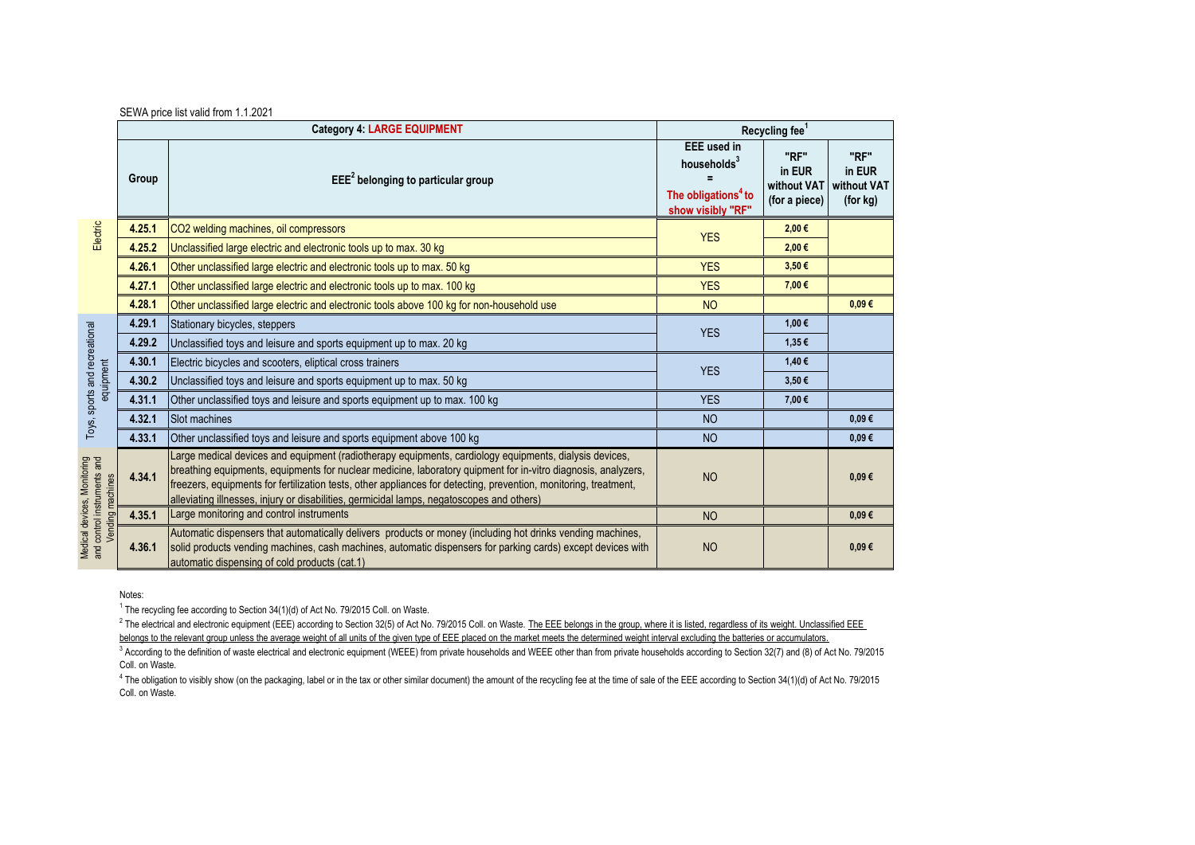SEWA price list valid from 1.1.2021

| | Category 4: LARGE EQUIPMENT | | Recycling fee[1] | | |
|---|---|---|---|---|---|
| | Group | EEE[2] belonging to particular group | EEE used in households[3] = The obligations[4] to show visibly "RF" | "RF" in EUR without VAT (for a piece) | "RF" in EUR without VAT (for kg) |
| Electric | 4.25.1 | $CO_2$ welding machines, oil compressors | YES | 2,00 € | |
| | 4.25.2 | Unclassified large electric and electronic tools up to max. 30 kg | | 2,00 € | |
| | 4.26.1 | Other unclassified large electric and electronic tools up to max. 50 kg | YES | 3,50 € | |
| | 4.27.1 | Other unclassified large electric and electronic tools up to max. 100 kg | YES | 7,00 € | |
| | 4.28.1 | Other unclassified large electric and electronic tools above 100 kg for non-household use | NO | | 0,09 € |
| Toys, sports and recreational equipment | 4.29.1 | Stationary bicycles, steppers | YES | 1,00 € | |
| | 4.29.2 | Unclassified toys and leisure and sports equipment up to max. 20 kg | | 1,35 € | |
| | 4.30.1 | Electric bicycles and scooters, eliptical cross trainers | YES | 1,40 € | |
| | 4.30.2 | Unclassified toys and leisure and sports equipment up to max. 50 kg | | 3,50 € | |
| | 4.31.1 | Other unclassified toys and leisure and sports equipment up to max. 100 kg | YES | 7,00 € | |
| | 4.32.1 | Slot machines | NO | | 0,09 € |
| | 4.33.1 | Other unclassified toys and leisure and sports equipment above 100 kg | NO | | 0,09 € |
| Medical devices, Monitoring and control instruments and Vending machines | 4.34.1 | Large medical devices and equipment (radiotherapy equipments, cardiology equipments, dialysis devices, breathing equipments, equipments for nuclear medicine, laboratory quipment for in-vitro diagnosis, analyzers, freezers, equipments for fertilization tests, other appliances for detecting, prevention, monitoring, treatment, alleviating illnesses, injury or disabilities, germicidal lamps, negatoscopes and others) | NO | | 0,09 € |
| | 4.35.1 | Large monitoring and control instruments | NO | | 0,09 € |
| | 4.36.1 | Automatic dispensers that automatically delivers products or money (including hot drinks vending machines, solid products vending machines, cash machines, automatic dispensers for parking cards) except devices with automatic dispensing of cold products (cat.1) | NO | | 0,09 € |

Notes:

[1] The recycling fee according to Section 34(1)(d) of Act No. 79/2015 Coll. on Waste.

[2] The electrical and electronic equipment (EEE) according to Section 32(5) of Act No. 79/2015 Coll. on Waste. The EEE belongs in the group, where it is listed, regardless of its weight. Unclassified EEE belongs to the relevant group unless the average weight of all units of the given type of EEE placed on the market meets the determined weight interval excluding the batteries or accumulators.

[3] According to the definition of waste electrical and electronic equipment (WEEE) from private households and WEEE other than from private households according to Section 32(7) and (8) of Act No. 79/2015 Coll. on Waste.

[4] The obligation to visibly show (on the packaging, label or in the tax or other similar document) the amount of the recycling fee at the time of sale of the EEE according to Section 34(1)(d) of Act No. 79/2015 Coll. on Waste.